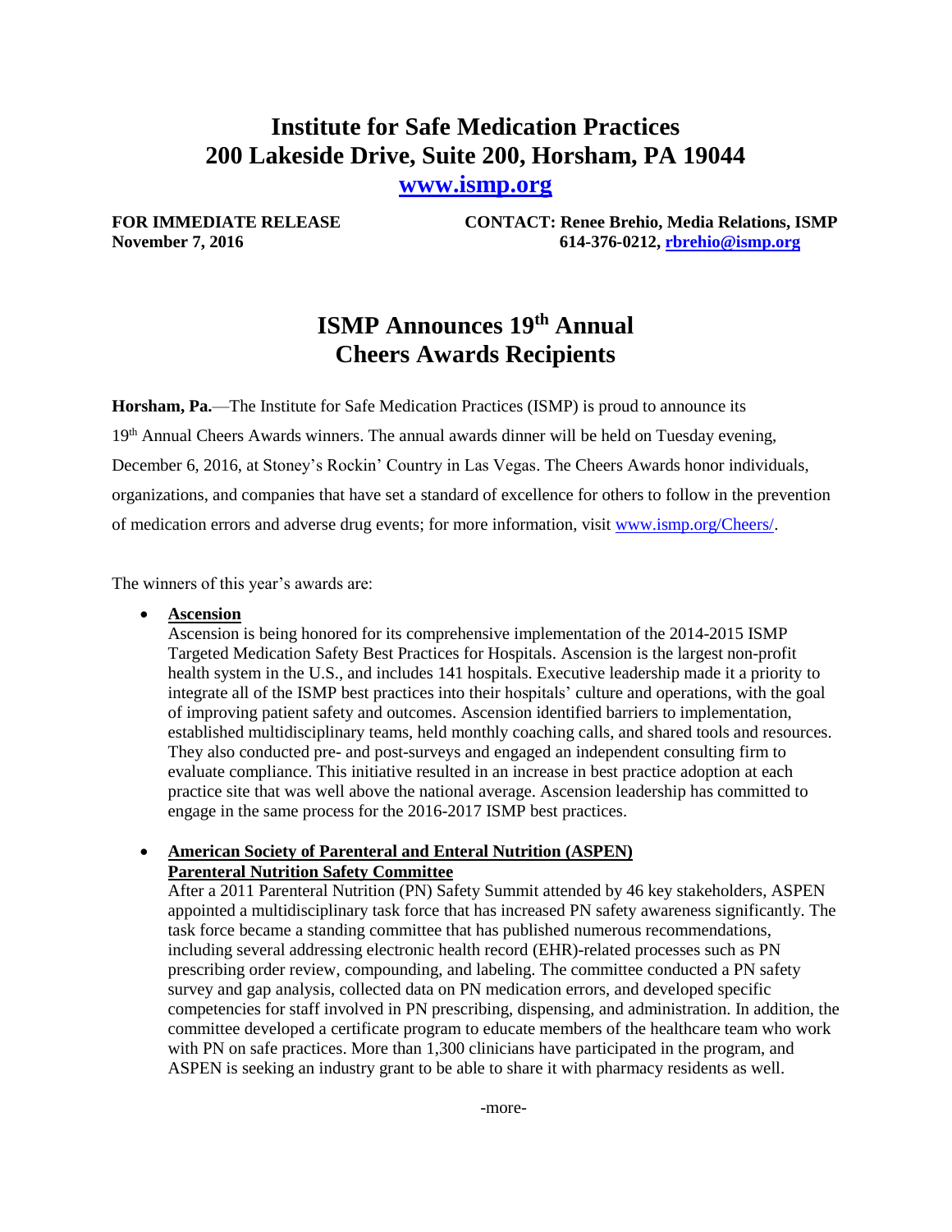# Institute for Safe Medication Practices
# 200 Lakeside Drive, Suite 200, Horsham, PA 19044

**[www.ismp.org](http://www.ismp.org)**

**FOR IMMEDIATE RELEASE**
**November 7, 2016**

**CONTACT: Renee Brehio, Media Relations, ISMP**
**614-376-0212, [rbrehio@ismp.org](mailto:rbrehio@ismp.org)**

## ISMP Announces 19th Annual Cheers Awards Recipients

**Horsham, Pa.**—The Institute for Safe Medication Practices (ISMP) is proud to announce its 19th Annual Cheers Awards winners. The annual awards dinner will be held on Tuesday evening, December 6, 2016, at Stoney's Rockin' Country in Las Vegas. The Cheers Awards honor individuals, organizations, and companies that have set a standard of excellence for others to follow in the prevention of medication errors and adverse drug events; for more information, visit [www.ismp.org/Cheers/](http://www.ismp.org/Cheers/).

The winners of this year's awards are:

- **Ascension**
  Ascension is being honored for its comprehensive implementation of the 2014-2015 ISMP Targeted Medication Safety Best Practices for Hospitals. Ascension is the largest non-profit health system in the U.S., and includes 141 hospitals. Executive leadership made it a priority to integrate all of the ISMP best practices into their hospitals' culture and operations, with the goal of improving patient safety and outcomes. Ascension identified barriers to implementation, established multidisciplinary teams, held monthly coaching calls, and shared tools and resources. They also conducted pre- and post-surveys and engaged an independent consulting firm to evaluate compliance. This initiative resulted in an increase in best practice adoption at each practice site that was well above the national average. Ascension leadership has committed to engage in the same process for the 2016-2017 ISMP best practices.

- **American Society of Parenteral and Enteral Nutrition (ASPEN) Parenteral Nutrition Safety Committee**
  After a 2011 Parenteral Nutrition (PN) Safety Summit attended by 46 key stakeholders, ASPEN appointed a multidisciplinary task force that has increased PN safety awareness significantly. The task force became a standing committee that has published numerous recommendations, including several addressing electronic health record (EHR)-related processes such as PN prescribing order review, compounding, and labeling. The committee conducted a PN safety survey and gap analysis, collected data on PN medication errors, and developed specific competencies for staff involved in PN prescribing, dispensing, and administration. In addition, the committee developed a certificate program to educate members of the healthcare team who work with PN on safe practices. More than 1,300 clinicians have participated in the program, and ASPEN is seeking an industry grant to be able to share it with pharmacy residents as well.

-more-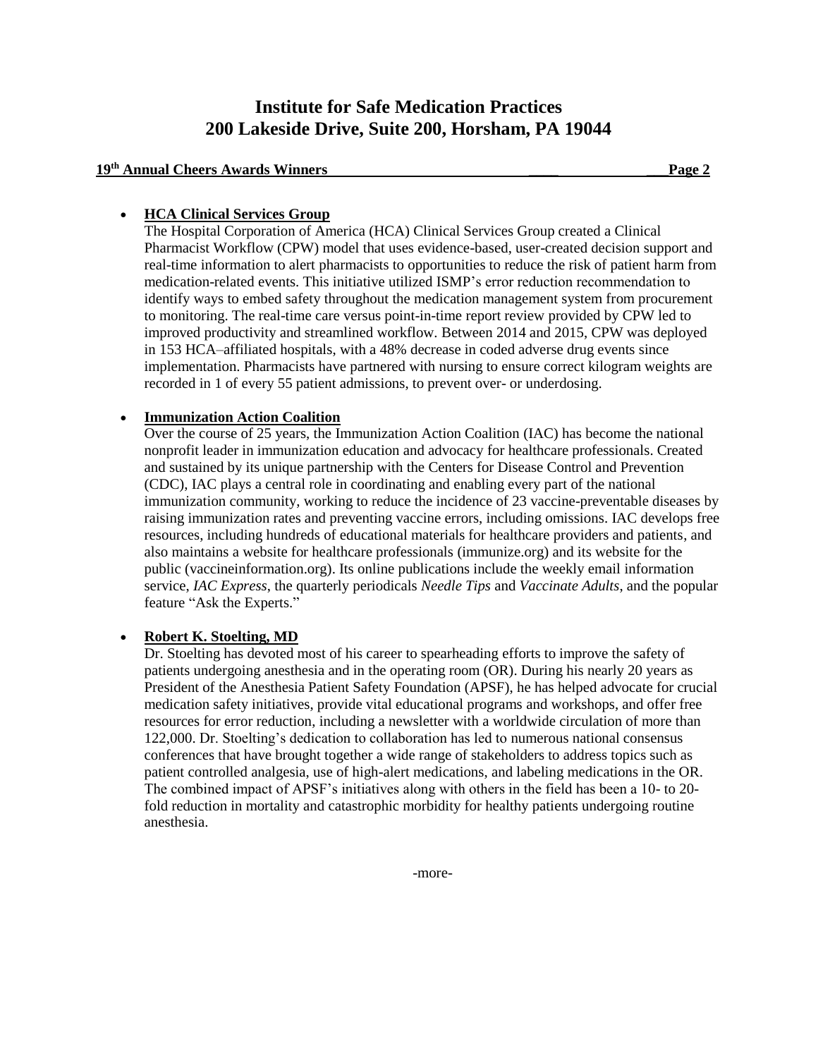- **HCA Clinical Services Group**
  The Hospital Corporation of America (HCA) Clinical Services Group created a Clinical Pharmacist Workflow (CPW) model that uses evidence-based, user-created decision support and real-time information to alert pharmacists to opportunities to reduce the risk of patient harm from medication-related events. This initiative utilized ISMP's error reduction recommendation to identify ways to embed safety throughout the medication management system from procurement to monitoring. The real-time care versus point-in-time report review provided by CPW led to improved productivity and streamlined workflow. Between 2014 and 2015, CPW was deployed in 153 HCA–affiliated hospitals, with a 48% decrease in coded adverse drug events since implementation. Pharmacists have partnered with nursing to ensure correct kilogram weights are recorded in 1 of every 55 patient admissions, to prevent over- or underdosing.

- **Immunization Action Coalition**
  Over the course of 25 years, the Immunization Action Coalition (IAC) has become the national nonprofit leader in immunization education and advocacy for healthcare professionals. Created and sustained by its unique partnership with the Centers for Disease Control and Prevention (CDC), IAC plays a central role in coordinating and enabling every part of the national immunization community, working to reduce the incidence of 23 vaccine-preventable diseases by raising immunization rates and preventing vaccine errors, including omissions. IAC develops free resources, including hundreds of educational materials for healthcare providers and patients, and also maintains a website for healthcare professionals (immunize.org) and its website for the public (vaccineinformation.org). Its online publications include the weekly email information service, *IAC Express*, the quarterly periodicals *Needle Tips* and *Vaccinate Adults*, and the popular feature "Ask the Experts."

- **Robert K. Stoelting, MD**
  Dr. Stoelting has devoted most of his career to spearheading efforts to improve the safety of patients undergoing anesthesia and in the operating room (OR). During his nearly 20 years as President of the Anesthesia Patient Safety Foundation (APSF), he has helped advocate for crucial medication safety initiatives, provide vital educational programs and workshops, and offer free resources for error reduction, including a newsletter with a worldwide circulation of more than 122,000. Dr. Stoelting's dedication to collaboration has led to numerous national consensus conferences that have brought together a wide range of stakeholders to address topics such as patient controlled analgesia, use of high-alert medications, and labeling medications in the OR. The combined impact of APSF's initiatives along with others in the field has been a 10- to 20-fold reduction in mortality and catastrophic morbidity for healthy patients undergoing routine anesthesia.

-more-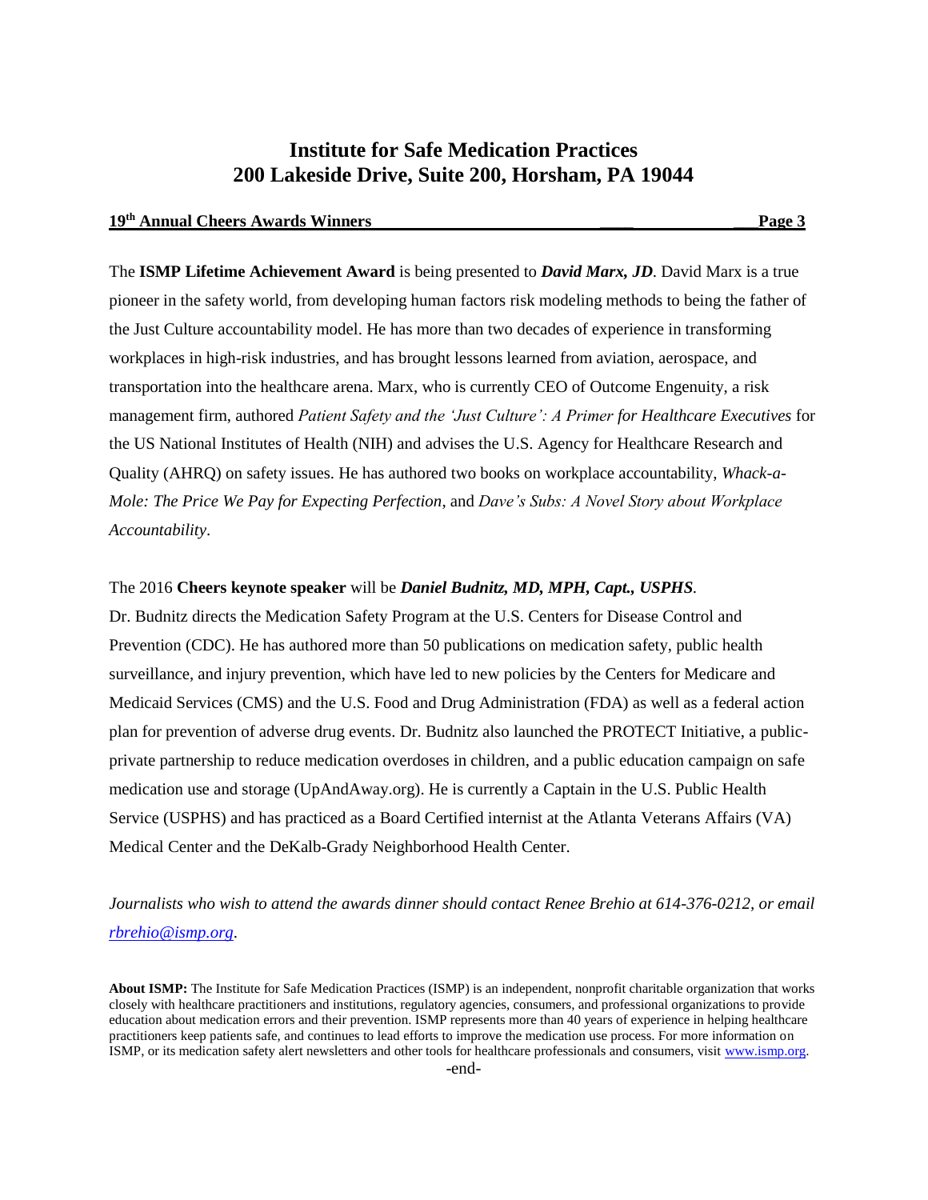The **ISMP Lifetime Achievement Award** is being presented to ***David Marx, JD***. David Marx is a true pioneer in the safety world, from developing human factors risk modeling methods to being the father of the Just Culture accountability model. He has more than two decades of experience in transforming workplaces in high-risk industries, and has brought lessons learned from aviation, aerospace, and transportation into the healthcare arena. Marx, who is currently CEO of Outcome Engenuity, a risk management firm, authored *Patient Safety and the 'Just Culture': A Primer for Healthcare Executives* for the US National Institutes of Health (NIH) and advises the U.S. Agency for Healthcare Research and Quality (AHRQ) on safety issues. He has authored two books on workplace accountability, *Whack-a-Mole: The Price We Pay for Expecting Perfection*, and *Dave's Subs: A Novel Story about Workplace Accountability*.

The 2016 **Cheers keynote speaker** will be ***Daniel Budnitz, MD, MPH, Capt., USPHS***. Dr. Budnitz directs the Medication Safety Program at the U.S. Centers for Disease Control and Prevention (CDC). He has authored more than 50 publications on medication safety, public health surveillance, and injury prevention, which have led to new policies by the Centers for Medicare and Medicaid Services (CMS) and the U.S. Food and Drug Administration (FDA) as well as a federal action plan for prevention of adverse drug events. Dr. Budnitz also launched the PROTECT Initiative, a public-private partnership to reduce medication overdoses in children, and a public education campaign on safe medication use and storage (UpAndAway.org). He is currently a Captain in the U.S. Public Health Service (USPHS) and has practiced as a Board Certified internist at the Atlanta Veterans Affairs (VA) Medical Center and the DeKalb-Grady Neighborhood Health Center.

*Journalists who wish to attend the awards dinner should contact Renee Brehio at 614-376-0212, or email [rbrehio@ismp.org](mailto:rbrehio@ismp.org).*

**About ISMP:** The Institute for Safe Medication Practices (ISMP) is an independent, nonprofit charitable organization that works closely with healthcare practitioners and institutions, regulatory agencies, consumers, and professional organizations to provide education about medication errors and their prevention. ISMP represents more than 40 years of experience in helping healthcare practitioners keep patients safe, and continues to lead efforts to improve the medication use process. For more information on ISMP, or its medication safety alert newsletters and other tools for healthcare professionals and consumers, visit [www.ismp.org](http://www.ismp.org).

-end-